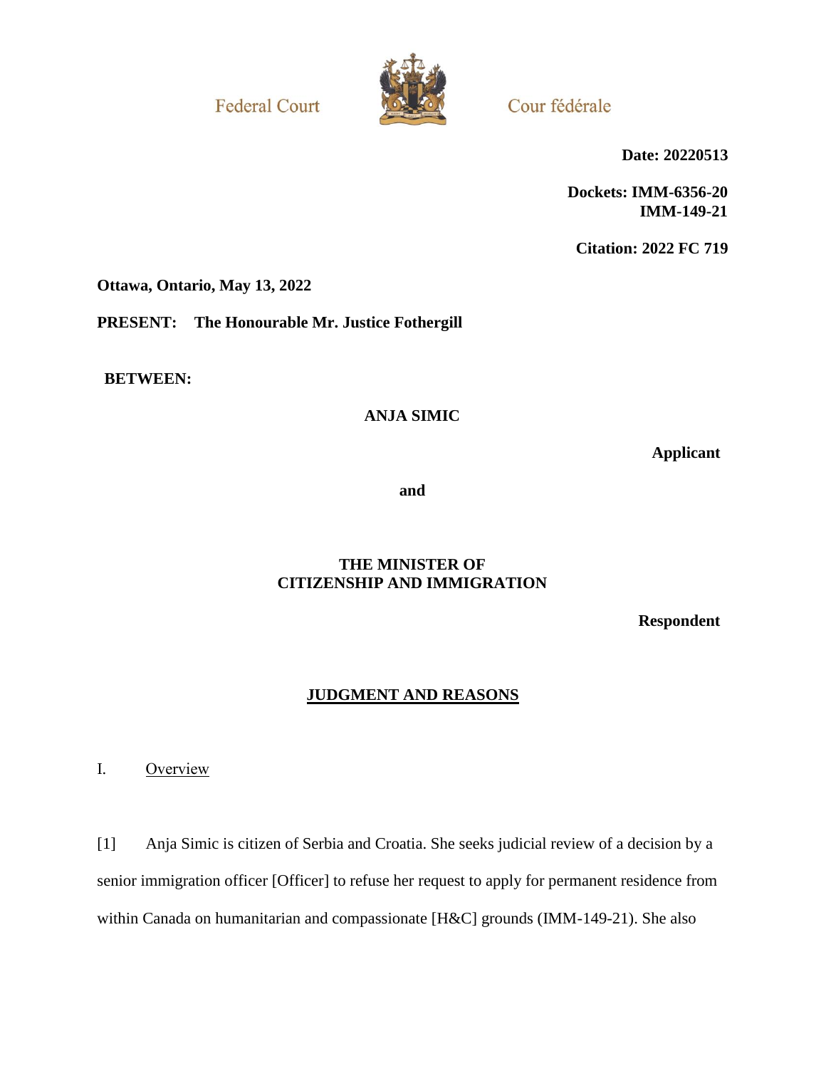Federal Court

Cour fédérale

**Date: 20220513**

**Dockets: IMM-6356-20**
**IMM-149-21**

**Citation: 2022 FC 719**

**Ottawa, Ontario, May 13, 2022**

**PRESENT: The Honourable Mr. Justice Fothergill**

**BETWEEN:**

**ANJA SIMIC**

**Applicant**

**and**

**THE MINISTER OF CITIZENSHIP AND IMMIGRATION**

**Respondent**

## JUDGMENT AND REASONS

### I. Overview

[1] Anja Simic is citizen of Serbia and Croatia. She seeks judicial review of a decision by a senior immigration officer [Officer] to refuse her request to apply for permanent residence from within Canada on humanitarian and compassionate [H&C] grounds (IMM-149-21). She also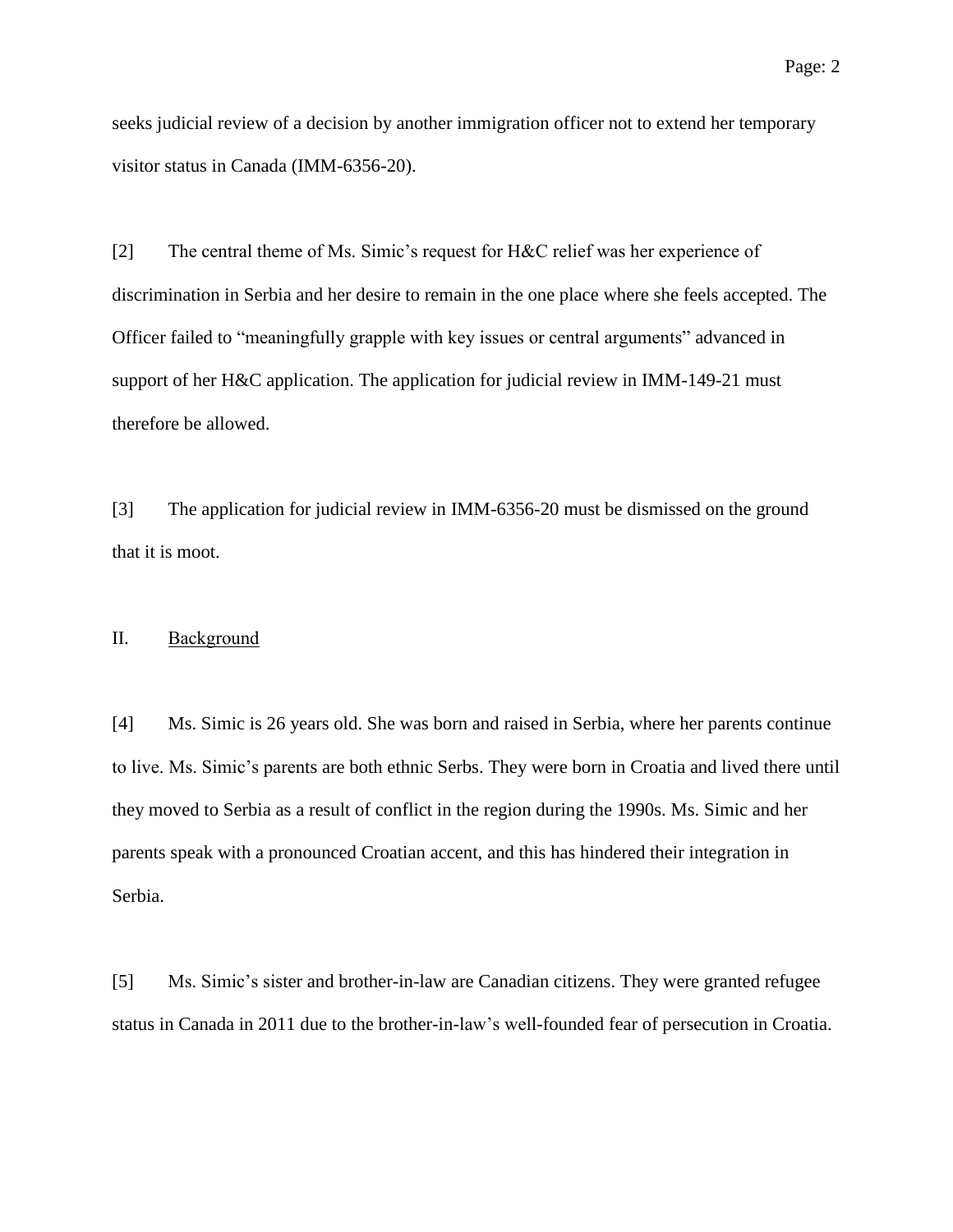seeks judicial review of a decision by another immigration officer not to extend her temporary visitor status in Canada (IMM-6356-20).

[2] The central theme of Ms. Simic's request for H&C relief was her experience of discrimination in Serbia and her desire to remain in the one place where she feels accepted. The Officer failed to "meaningfully grapple with key issues or central arguments" advanced in support of her H&C application. The application for judicial review in IMM-149-21 must therefore be allowed.

[3] The application for judicial review in IMM-6356-20 must be dismissed on the ground that it is moot.

## II. Background

[4] Ms. Simic is 26 years old. She was born and raised in Serbia, where her parents continue to live. Ms. Simic's parents are both ethnic Serbs. They were born in Croatia and lived there until they moved to Serbia as a result of conflict in the region during the 1990s. Ms. Simic and her parents speak with a pronounced Croatian accent, and this has hindered their integration in Serbia.

[5] Ms. Simic's sister and brother-in-law are Canadian citizens. They were granted refugee status in Canada in 2011 due to the brother-in-law's well-founded fear of persecution in Croatia.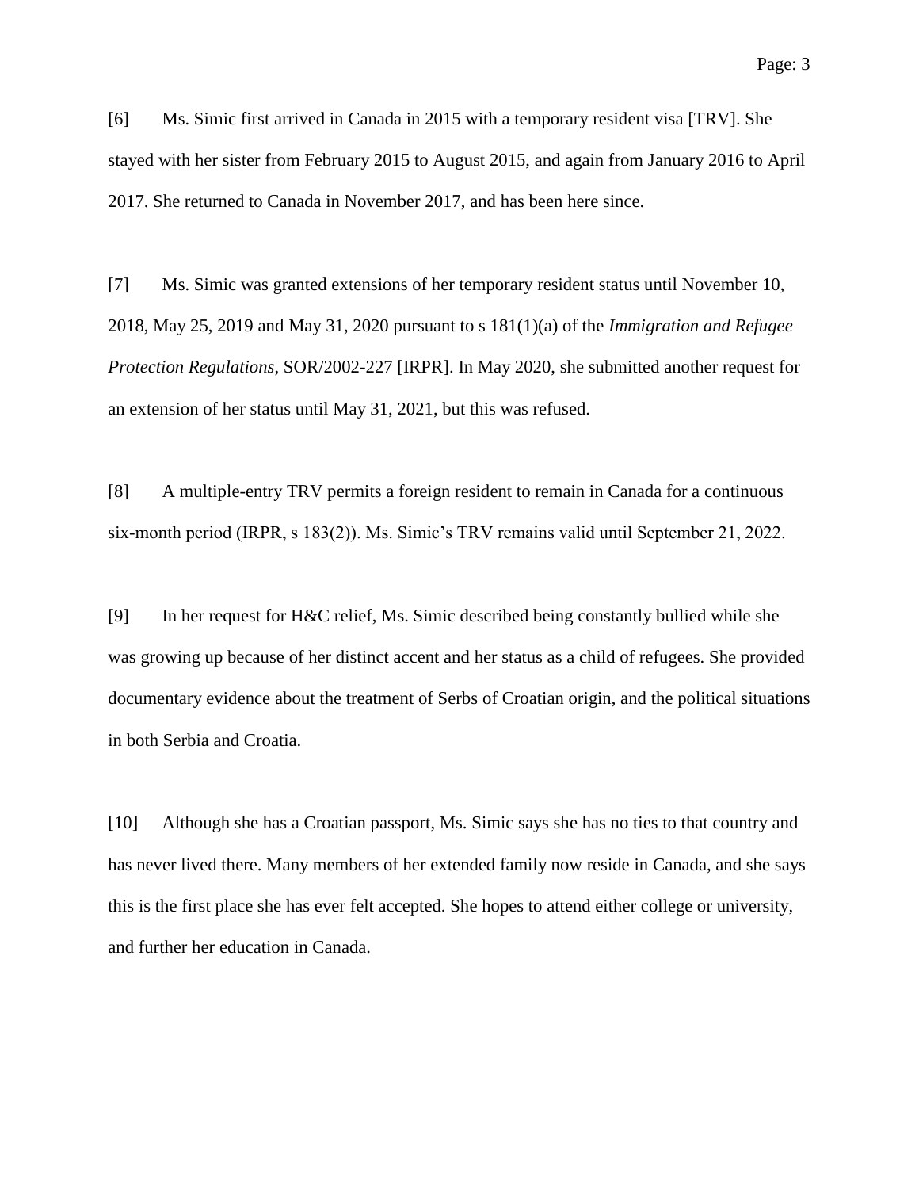[6] Ms. Simic first arrived in Canada in 2015 with a temporary resident visa [TRV]. She stayed with her sister from February 2015 to August 2015, and again from January 2016 to April 2017. She returned to Canada in November 2017, and has been here since.

[7] Ms. Simic was granted extensions of her temporary resident status until November 10, 2018, May 25, 2019 and May 31, 2020 pursuant to s 181(1)(a) of the *Immigration and Refugee Protection Regulations*, SOR/2002-227 [IRPR]. In May 2020, she submitted another request for an extension of her status until May 31, 2021, but this was refused.

[8] A multiple-entry TRV permits a foreign resident to remain in Canada for a continuous six-month period (IRPR, s 183(2)). Ms. Simic's TRV remains valid until September 21, 2022.

[9] In her request for H&C relief, Ms. Simic described being constantly bullied while she was growing up because of her distinct accent and her status as a child of refugees. She provided documentary evidence about the treatment of Serbs of Croatian origin, and the political situations in both Serbia and Croatia.

[10] Although she has a Croatian passport, Ms. Simic says she has no ties to that country and has never lived there. Many members of her extended family now reside in Canada, and she says this is the first place she has ever felt accepted. She hopes to attend either college or university, and further her education in Canada.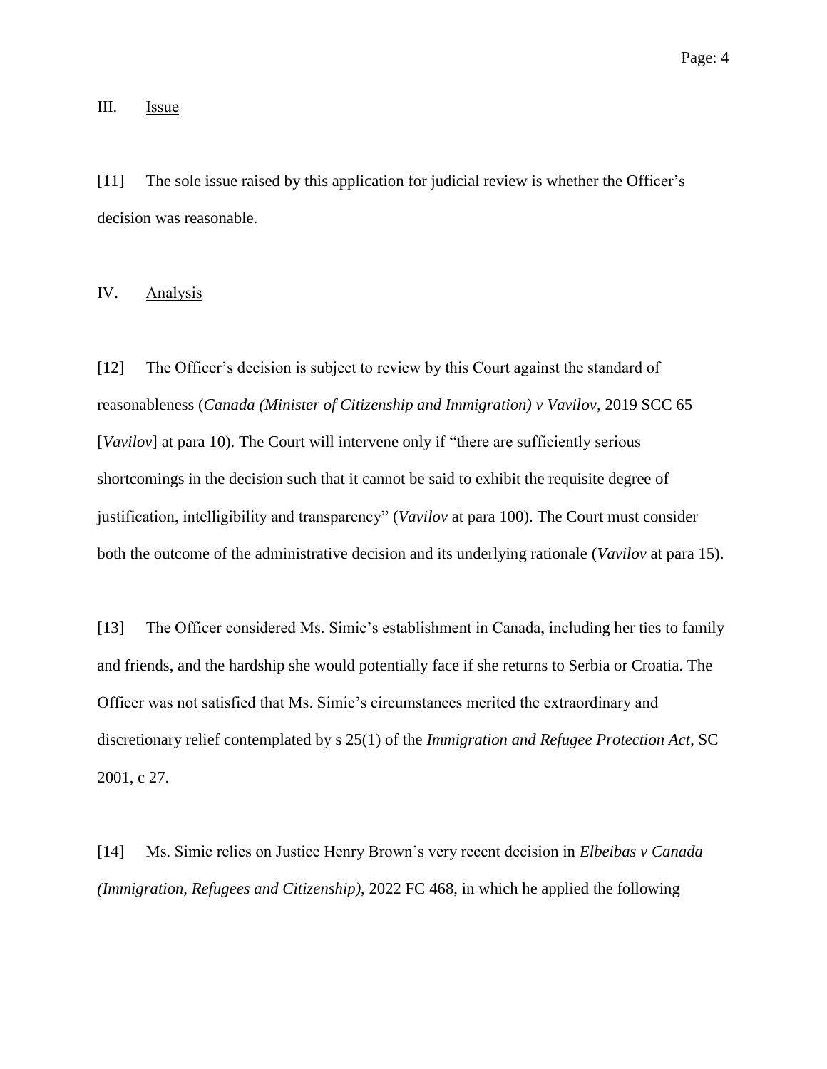## III. Issue

[11] The sole issue raised by this application for judicial review is whether the Officer's decision was reasonable.

## IV. Analysis

[12] The Officer's decision is subject to review by this Court against the standard of reasonableness (*Canada (Minister of Citizenship and Immigration) v Vavilov*, 2019 SCC 65 [*Vavilov*] at para 10). The Court will intervene only if "there are sufficiently serious shortcomings in the decision such that it cannot be said to exhibit the requisite degree of justification, intelligibility and transparency" (*Vavilov* at para 100). The Court must consider both the outcome of the administrative decision and its underlying rationale (*Vavilov* at para 15).

[13] The Officer considered Ms. Simic's establishment in Canada, including her ties to family and friends, and the hardship she would potentially face if she returns to Serbia or Croatia. The Officer was not satisfied that Ms. Simic's circumstances merited the extraordinary and discretionary relief contemplated by s 25(1) of the *Immigration and Refugee Protection Act*, SC 2001, c 27.

[14] Ms. Simic relies on Justice Henry Brown's very recent decision in *Elbeibas v Canada (Immigration, Refugees and Citizenship)*, 2022 FC 468, in which he applied the following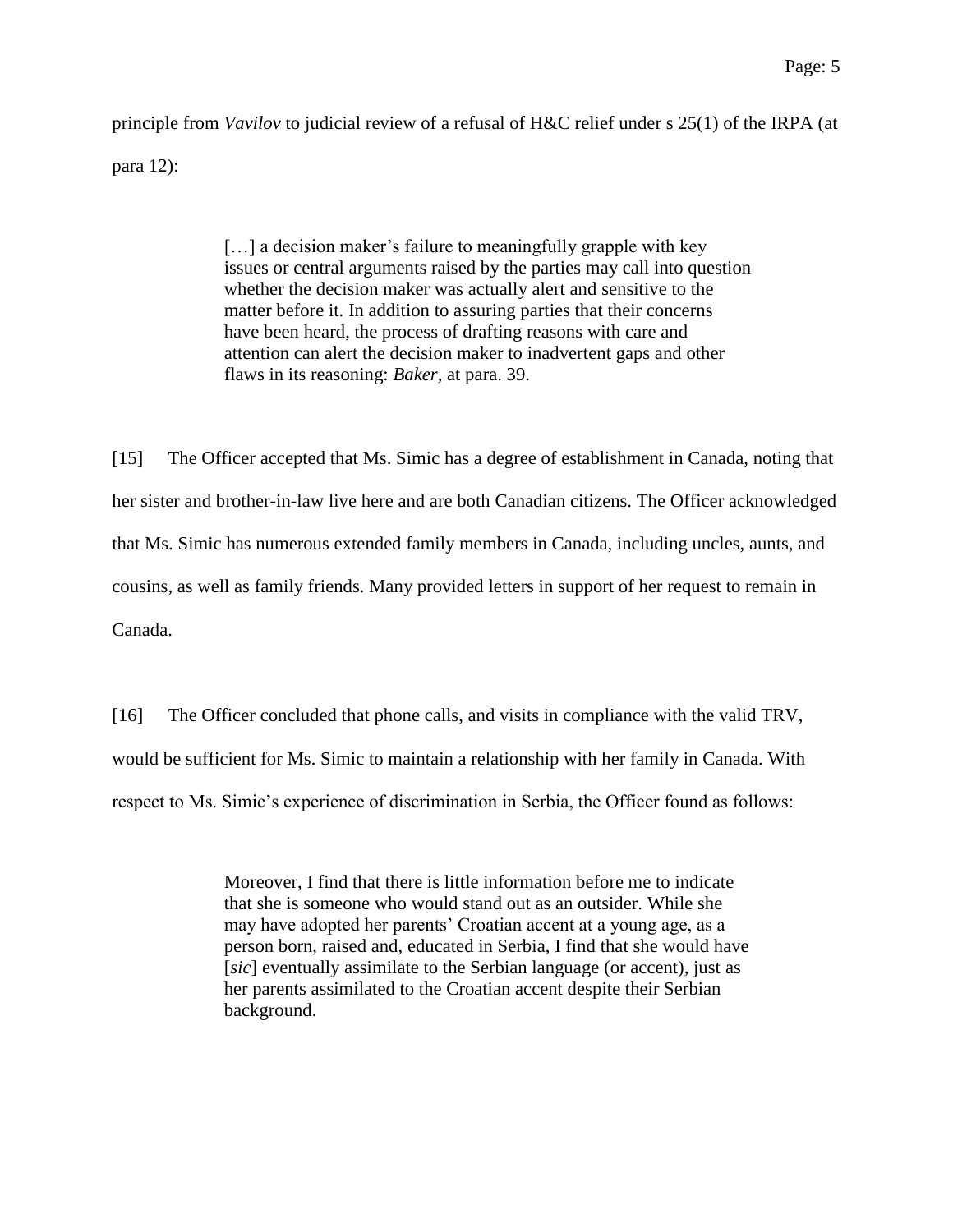principle from *Vavilov* to judicial review of a refusal of H&C relief under s 25(1) of the IRPA (at para 12):

> […] a decision maker's failure to meaningfully grapple with key issues or central arguments raised by the parties may call into question whether the decision maker was actually alert and sensitive to the matter before it. In addition to assuring parties that their concerns have been heard, the process of drafting reasons with care and attention can alert the decision maker to inadvertent gaps and other flaws in its reasoning: *Baker*, at para. 39.

[15] The Officer accepted that Ms. Simic has a degree of establishment in Canada, noting that her sister and brother-in-law live here and are both Canadian citizens. The Officer acknowledged that Ms. Simic has numerous extended family members in Canada, including uncles, aunts, and cousins, as well as family friends. Many provided letters in support of her request to remain in Canada.

[16] The Officer concluded that phone calls, and visits in compliance with the valid TRV, would be sufficient for Ms. Simic to maintain a relationship with her family in Canada. With respect to Ms. Simic's experience of discrimination in Serbia, the Officer found as follows:

> Moreover, I find that there is little information before me to indicate that she is someone who would stand out as an outsider. While she may have adopted her parents' Croatian accent at a young age, as a person born, raised and, educated in Serbia, I find that she would have [*sic*] eventually assimilate to the Serbian language (or accent), just as her parents assimilated to the Croatian accent despite their Serbian background.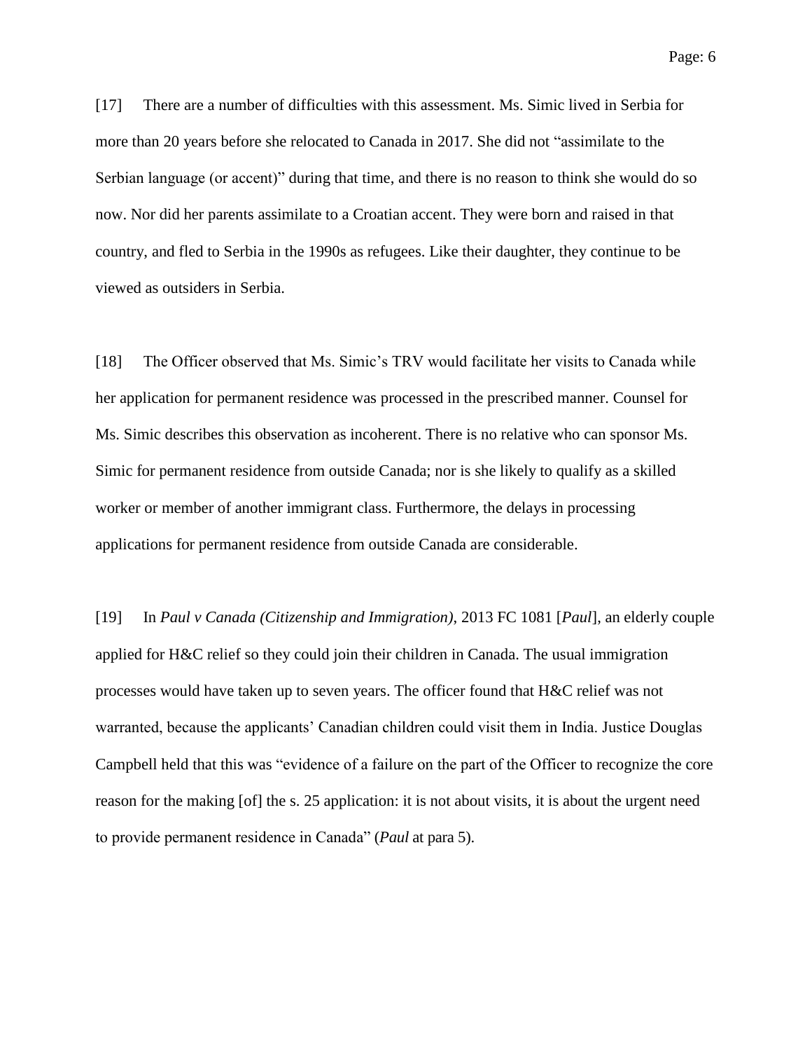[17] There are a number of difficulties with this assessment. Ms. Simic lived in Serbia for more than 20 years before she relocated to Canada in 2017. She did not "assimilate to the Serbian language (or accent)" during that time, and there is no reason to think she would do so now. Nor did her parents assimilate to a Croatian accent. They were born and raised in that country, and fled to Serbia in the 1990s as refugees. Like their daughter, they continue to be viewed as outsiders in Serbia.

[18] The Officer observed that Ms. Simic's TRV would facilitate her visits to Canada while her application for permanent residence was processed in the prescribed manner. Counsel for Ms. Simic describes this observation as incoherent. There is no relative who can sponsor Ms. Simic for permanent residence from outside Canada; nor is she likely to qualify as a skilled worker or member of another immigrant class. Furthermore, the delays in processing applications for permanent residence from outside Canada are considerable.

[19] In *Paul v Canada (Citizenship and Immigration)*, 2013 FC 1081 [*Paul*], an elderly couple applied for H&C relief so they could join their children in Canada. The usual immigration processes would have taken up to seven years. The officer found that H&C relief was not warranted, because the applicants' Canadian children could visit them in India. Justice Douglas Campbell held that this was "evidence of a failure on the part of the Officer to recognize the core reason for the making [of] the s. 25 application: it is not about visits, it is about the urgent need to provide permanent residence in Canada" (*Paul* at para 5).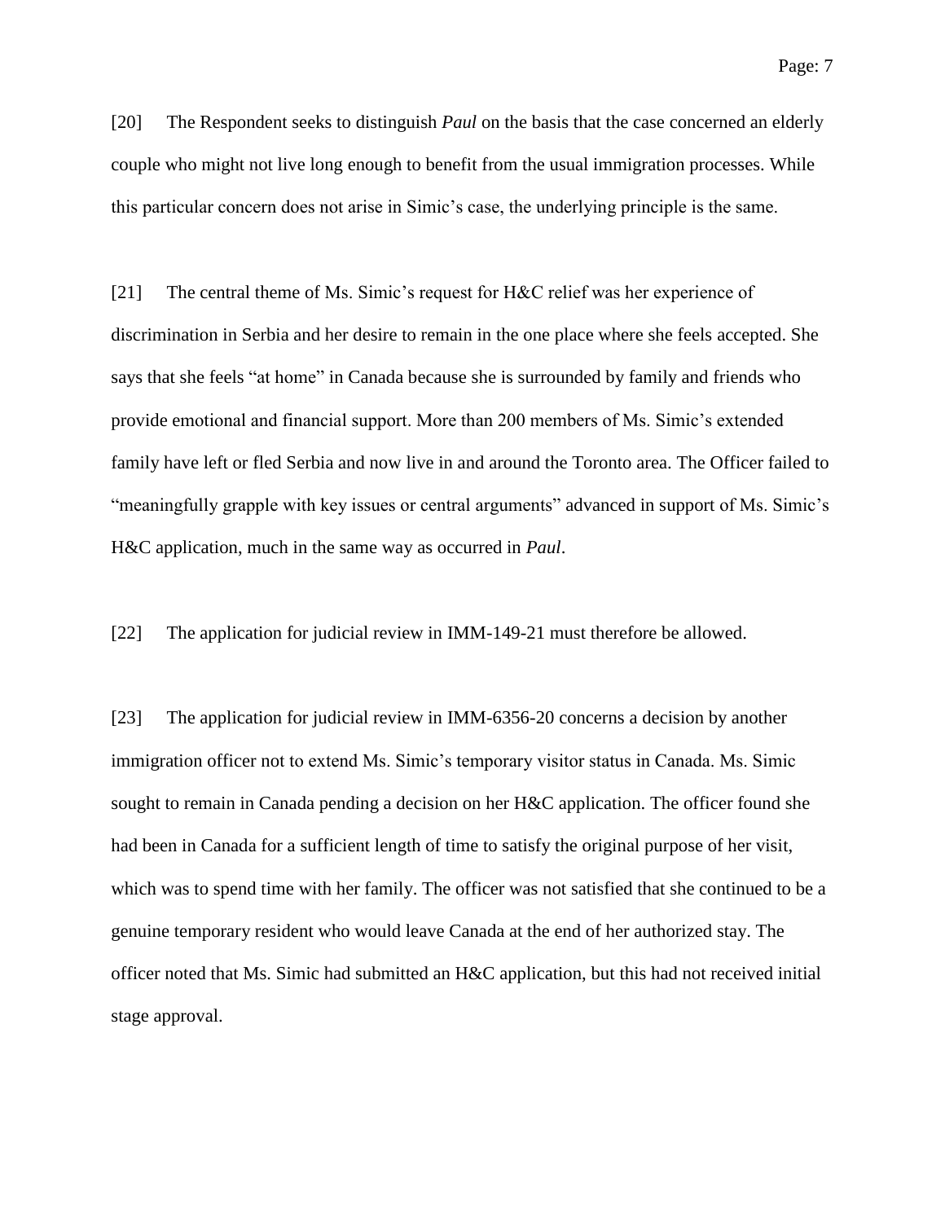[20] The Respondent seeks to distinguish *Paul* on the basis that the case concerned an elderly couple who might not live long enough to benefit from the usual immigration processes. While this particular concern does not arise in Simic's case, the underlying principle is the same.

[21] The central theme of Ms. Simic's request for H&C relief was her experience of discrimination in Serbia and her desire to remain in the one place where she feels accepted. She says that she feels "at home" in Canada because she is surrounded by family and friends who provide emotional and financial support. More than 200 members of Ms. Simic's extended family have left or fled Serbia and now live in and around the Toronto area. The Officer failed to "meaningfully grapple with key issues or central arguments" advanced in support of Ms. Simic's H&C application, much in the same way as occurred in *Paul*.

[22] The application for judicial review in IMM-149-21 must therefore be allowed.

[23] The application for judicial review in IMM-6356-20 concerns a decision by another immigration officer not to extend Ms. Simic's temporary visitor status in Canada. Ms. Simic sought to remain in Canada pending a decision on her H&C application. The officer found she had been in Canada for a sufficient length of time to satisfy the original purpose of her visit, which was to spend time with her family. The officer was not satisfied that she continued to be a genuine temporary resident who would leave Canada at the end of her authorized stay. The officer noted that Ms. Simic had submitted an H&C application, but this had not received initial stage approval.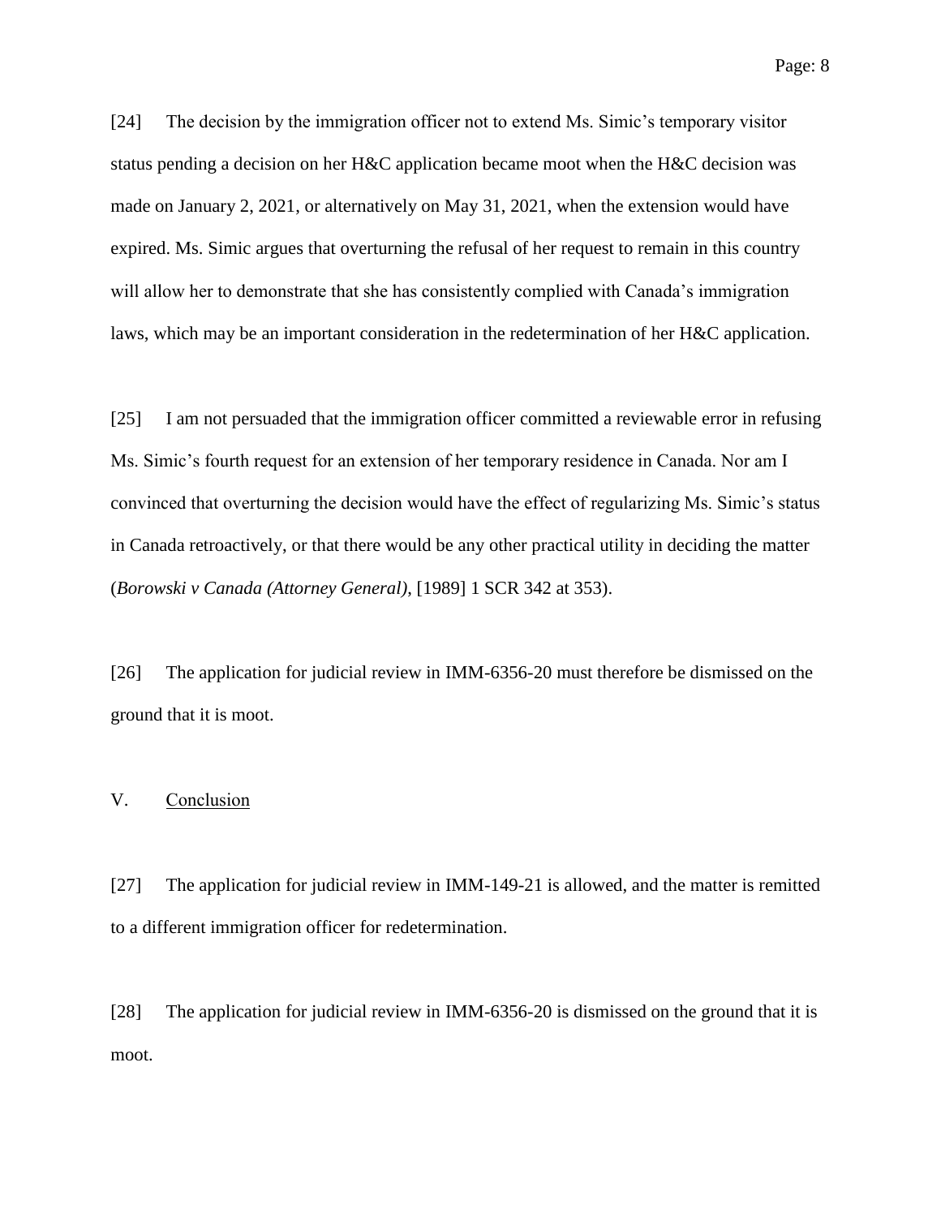[24] The decision by the immigration officer not to extend Ms. Simic's temporary visitor status pending a decision on her H&C application became moot when the H&C decision was made on January 2, 2021, or alternatively on May 31, 2021, when the extension would have expired. Ms. Simic argues that overturning the refusal of her request to remain in this country will allow her to demonstrate that she has consistently complied with Canada's immigration laws, which may be an important consideration in the redetermination of her H&C application.

[25] I am not persuaded that the immigration officer committed a reviewable error in refusing Ms. Simic's fourth request for an extension of her temporary residence in Canada. Nor am I convinced that overturning the decision would have the effect of regularizing Ms. Simic's status in Canada retroactively, or that there would be any other practical utility in deciding the matter (*Borowski v Canada (Attorney General)*, [1989] 1 SCR 342 at 353).

[26] The application for judicial review in IMM-6356-20 must therefore be dismissed on the ground that it is moot.

## V. Conclusion

[27] The application for judicial review in IMM-149-21 is allowed, and the matter is remitted to a different immigration officer for redetermination.

[28] The application for judicial review in IMM-6356-20 is dismissed on the ground that it is moot.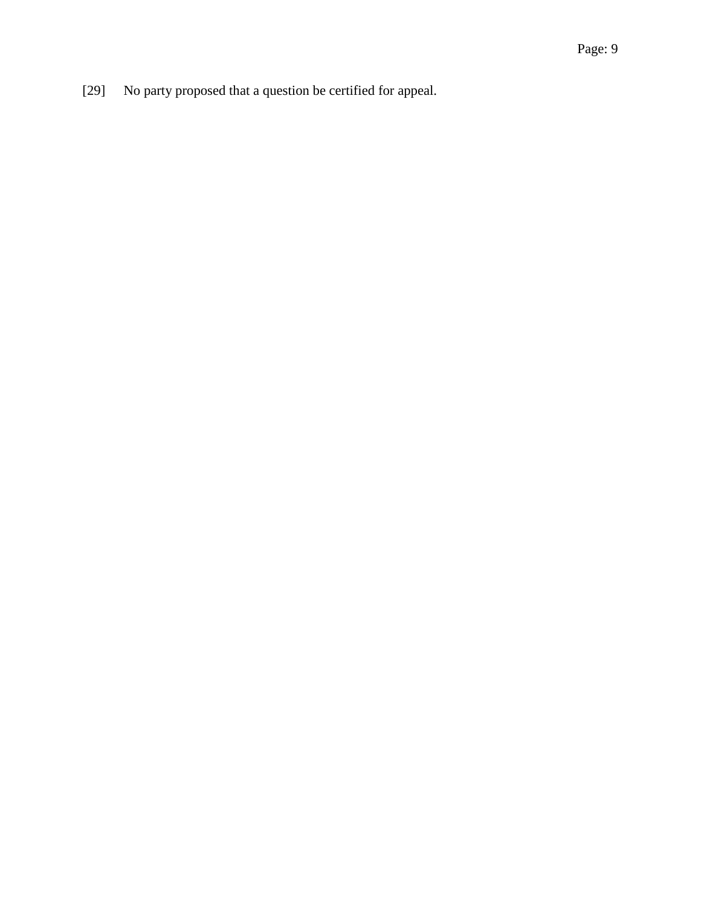[29] No party proposed that a question be certified for appeal.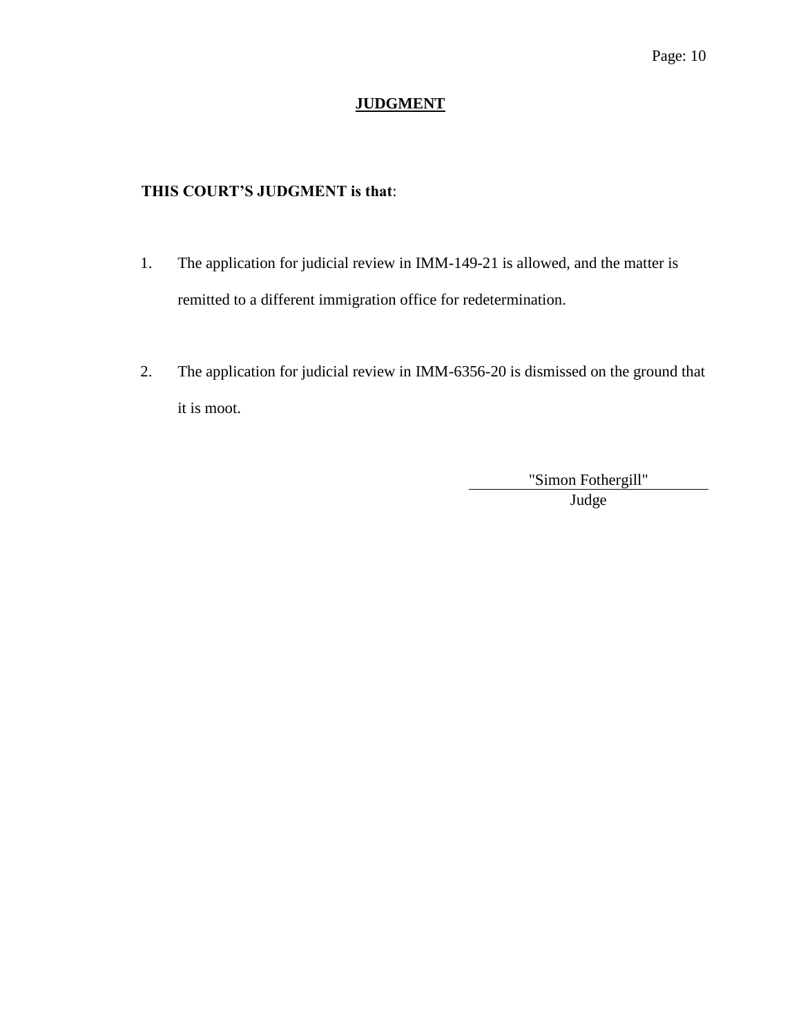## JUDGMENT

**THIS COURT'S JUDGMENT is that**:

1. The application for judicial review in IMM-149-21 is allowed, and the matter is remitted to a different immigration office for redetermination.

2. The application for judicial review in IMM-6356-20 is dismissed on the ground that it is moot.

"Simon Fothergill"
Judge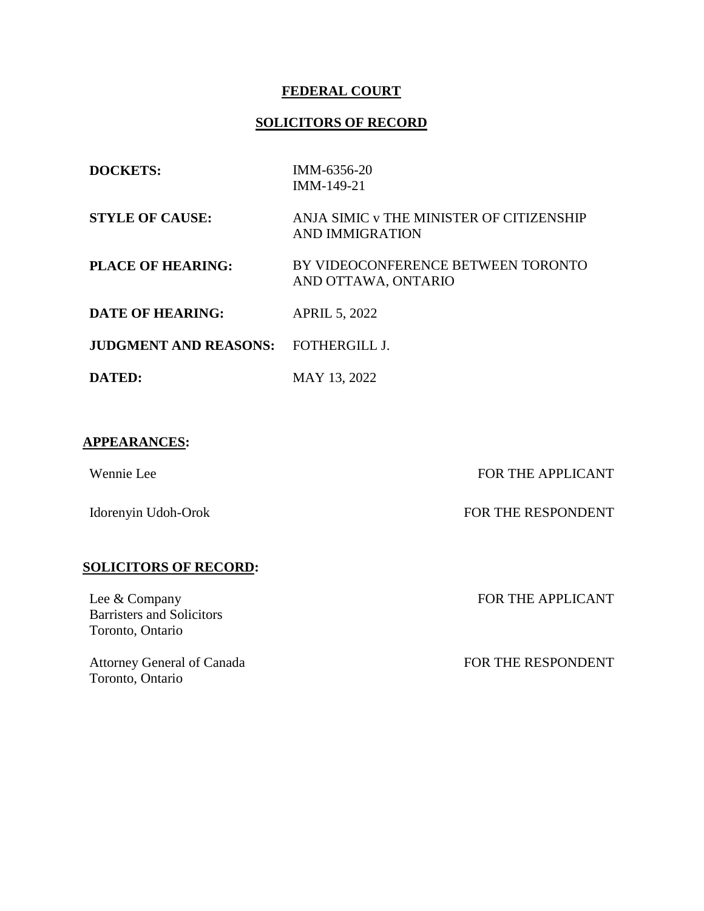**FEDERAL COURT**

**SOLICITORS OF RECORD**

| | |
|---|---|
| **DOCKETS:** | IMM-6356-20<br>IMM-149-21 |
| **STYLE OF CAUSE:** | ANJA SIMIC v THE MINISTER OF CITIZENSHIP AND IMMIGRATION |
| **PLACE OF HEARING:** | BY VIDEOCONFERENCE BETWEEN TORONTO AND OTTAWA, ONTARIO |
| **DATE OF HEARING:** | APRIL 5, 2022 |
| **JUDGMENT AND REASONS:** | FOTHERGILL J. |
| **DATED:** | MAY 13, 2022 |

**APPEARANCES:**

| | |
|---|---|
| Wennie Lee | FOR THE APPLICANT |
| Idorenyin Udoh-Orok | FOR THE RESPONDENT |

**SOLICITORS OF RECORD:**

| | |
|---|---|
| Lee & Company<br>Barristers and Solicitors<br>Toronto, Ontario | FOR THE APPLICANT |
| Attorney General of Canada<br>Toronto, Ontario | FOR THE RESPONDENT |